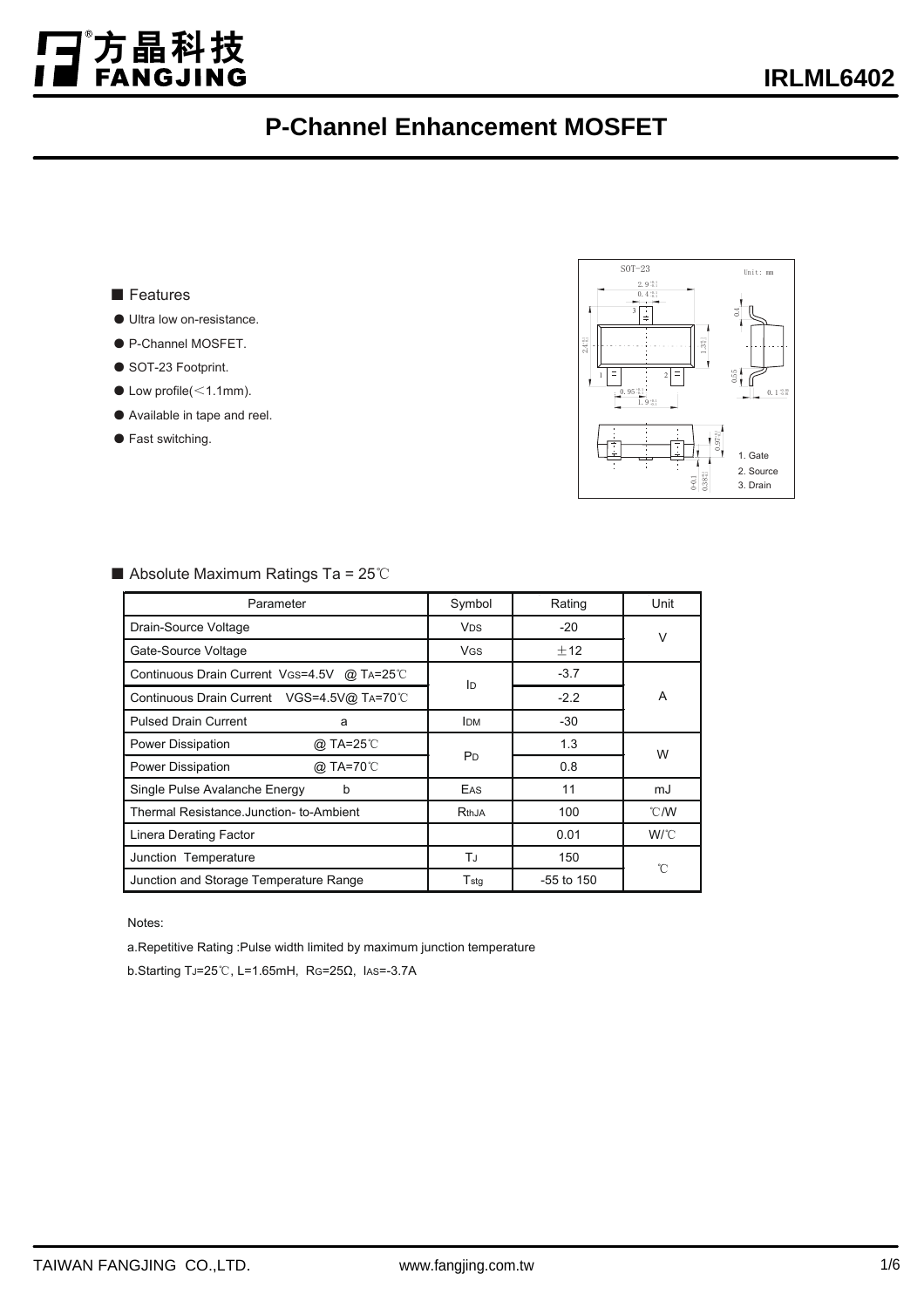# IRLML6402

## P-Channel Enhancement MOSFET

■ Features

- Ultra low on-resistance.
- P-Channel MOSFET.
- SOT-23 Footprint.
- Low profile(＜1.1mm).
- Available in tape and reel.
- Fast switching.

SOT-23 Unit: mm

1. Gate
2. Source
3. Drain

■ Absolute Maximum Ratings Ta = 25℃

| Parameter | Symbol | Rating | Unit |
|---|---|---|---|
| Drain-Source Voltage | $V_{DS}$ | -20 | V |
| Gate-Source Voltage | $V_{GS}$ | ±12 | |
| Continuous Drain Current $V_{GS}$=4.5V @ $T_A$=25℃ | $I_D$ | -3.7 | A |
| Continuous Drain Current VGS=4.5V@ $T_A$=70℃ | | -2.2 | |
| Pulsed Drain Current a | $I_{DM}$ | -30 | |
| Power Dissipation @ TA=25℃ | $P_D$ | 1.3 | W |
| Power Dissipation @ TA=70℃ | | 0.8 | |
| Single Pulse Avalanche Energy b | $E_{AS}$ | 11 | mJ |
| Thermal Resistance.Junction- to-Ambient | $R_{thJA}$ | 100 | ℃/W |
| Linera Derating Factor | | 0.01 | W/℃ |
| Junction Temperature | $T_J$ | 150 | ℃ |
| Junction and Storage Temperature Range | $T_{stg}$ | -55 to 150 | |

Notes:

a.Repetitive Rating :Pulse width limited by maximum junction temperature

b.Starting $T_J$=25℃, L=1.65mH, $R_G$=25Ω, $I_{AS}$=-3.7A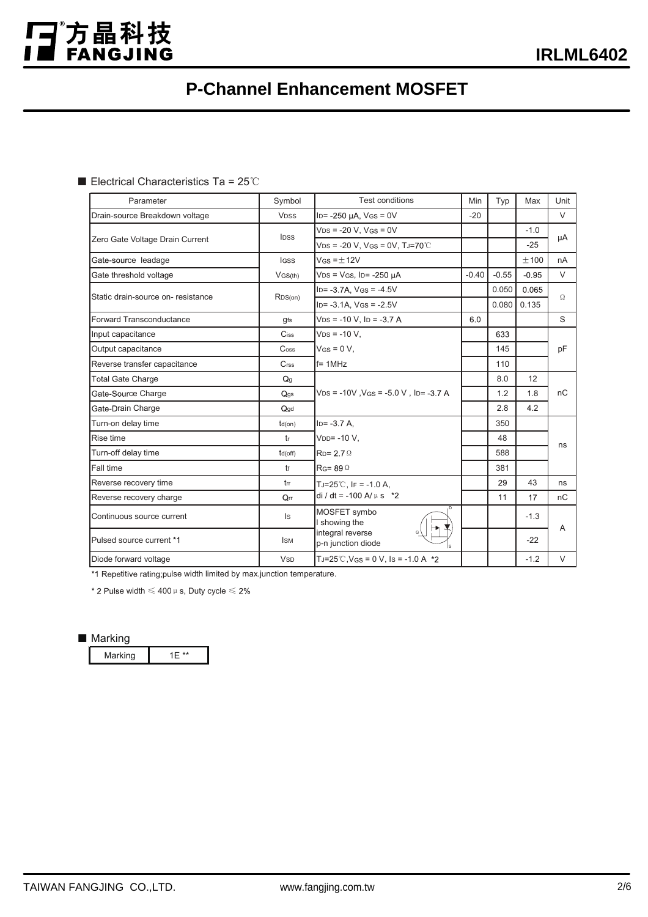# P-Channel Enhancement MOSFET

## ■ Electrical Characteristics Ta = 25℃

| Parameter | Symbol | Test conditions | Min | Typ | Max | Unit |
|---|---|---|---|---|---|---|
| Drain-source Breakdown voltage | $V_{DSS}$ | $I_D$= -250 μA, $V_{GS}$ = 0V | -20 | | | V |
| Zero Gate Voltage Drain Current | $I_{DSS}$ | $V_{DS}$ = -20 V, $V_{GS}$ = 0V | | | -1.0 | μA |
| | | $V_{DS}$ = -20 V, $V_{GS}$ = 0V, $T_J$=70℃ | | | -25 | |
| Gate-source leadage | $I_{GSS}$ | $V_{GS}$ =±12V | | | ±100 | nA |
| Gate threshold voltage | $V_{GS(th)}$ | $V_{DS}$ = $V_{GS}$, $I_D$= -250 μA | -0.40 | -0.55 | -0.95 | V |
| Static drain-source on- resistance | $R_{DS(on)}$ | $I_D$= -3.7A, $V_{GS}$ = -4.5V | | 0.050 | 0.065 | Ω |
| | | $I_D$= -3.1A, $V_{GS}$ = -2.5V | | 0.080 | 0.135 | |
| Forward Transconductance | $g_{fs}$ | $V_{DS}$ = -10 V, $I_D$ = -3.7 A | 6.0 | | | S |
| Input capacitance | $C_{iss}$ | $V_{DS}$ = -10 V, | | 633 | | pF |
| Output capacitance | $C_{oss}$ | $V_{GS}$ = 0 V, | | 145 | | |
| Reverse transfer capacitance | $C_{rss}$ | f= 1MHz | | 110 | | |
| Total Gate Charge | $Q_g$ | $V_{DS}$ = -10V ,$V_{GS}$ = -5.0 V , $I_D$= -3.7 A | | 8.0 | 12 | nC |
| Gate-Source Charge | $Q_{gs}$ | | | 1.2 | 1.8 | |
| Gate-Drain Charge | $Q_{gd}$ | | | 2.8 | 4.2 | |
| Turn-on delay time | $t_{d(on)}$ | $I_D$= -3.7 A, | | 350 | | ns |
| Rise time | $t_r$ | $V_{DD}$= -10 V, | | 48 | | |
| Turn-off delay time | $t_{d(off)}$ | $R_D$= 2.7Ω | | 588 | | |
| Fall time | $t_f$ | $R_G$= 89Ω | | 381 | | |
| Reverse recovery time | $t_{rr}$ | $T_J$=25℃, $I_F$ = -1.0 A, | | 29 | 43 | ns |
| Reverse recovery charge | $Q_{rr}$ | di / dt = -100 A/μs *2 | | 11 | 17 | nC |
| Continuous source current | $I_S$ | MOSFET symbol showing the integral reverse p-n junction diode | | | -1.3 | A |
| Pulsed source current *1 | $I_{SM}$ | | | | -22 | |
| Diode forward voltage | $V_{SD}$ | $T_J$=25℃,$V_{GS}$ = 0 V, $I_S$ = -1.0 A *2 | | | -1.2 | V |

*1 Repetitive rating;pulse width limited by max.junction temperature.

* 2 Pulse width ≤ 400μs, Duty cycle ≤ 2%

## ■ Marking

| Marking | 1E ** |
|---|---|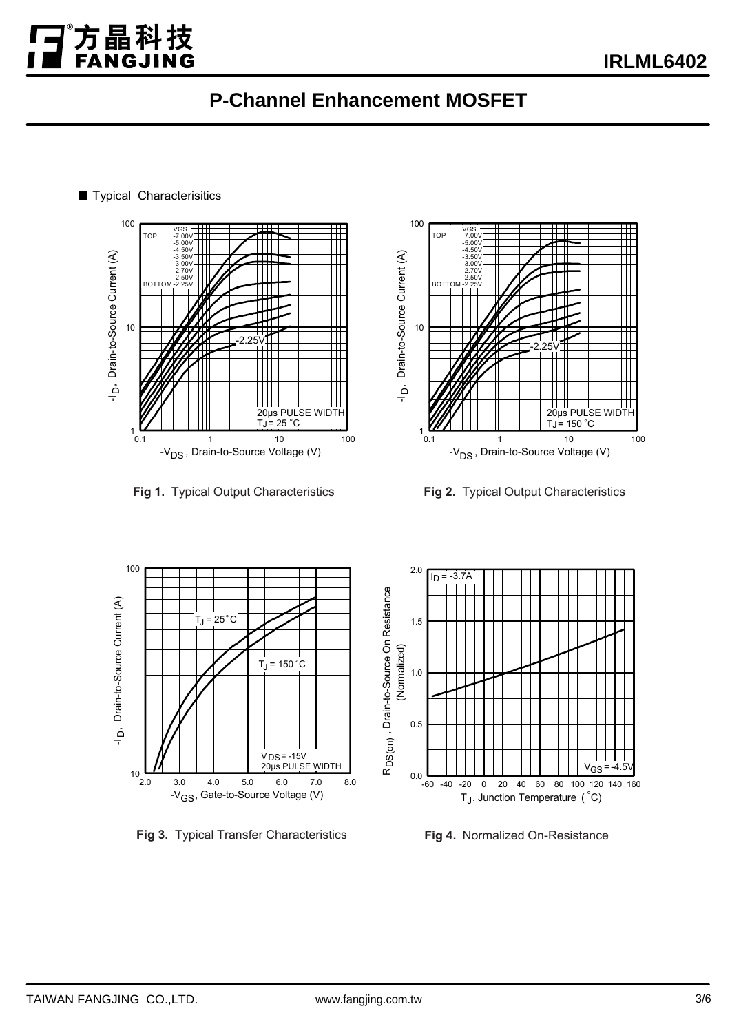# P-Channel Enhancement MOSFET

■ Typical Characterisitics

Fig 1. Typical Output Characteristics

Fig 2. Typical Output Characteristics

Fig 3. Typical Transfer Characteristics

Fig 4. Normalized On-Resistance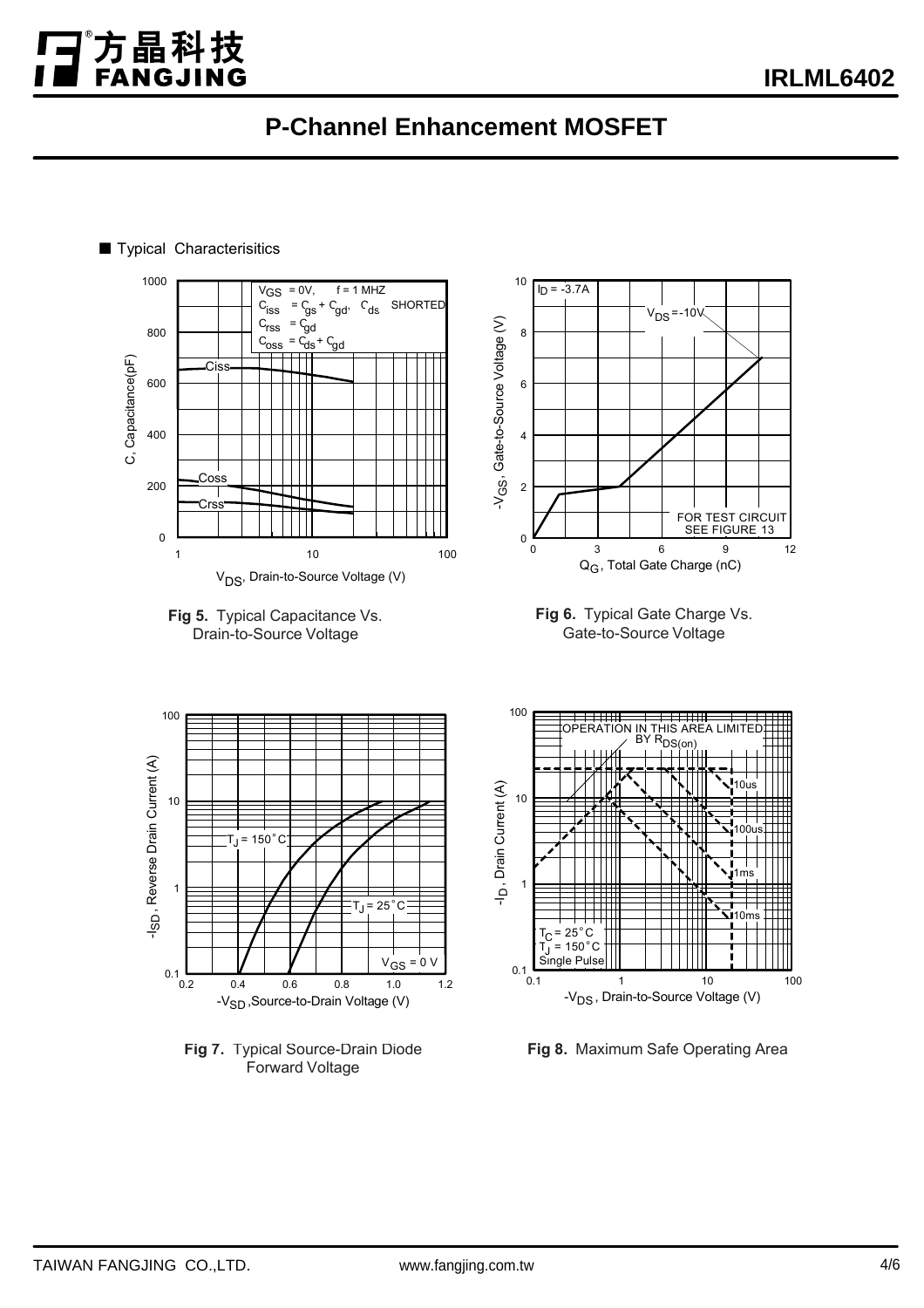# P-Channel Enhancement MOSFET

■ Typical Characterisitics

**Fig 5.** Typical Capacitance Vs. Drain-to-Source Voltage

**Fig 6.** Typical Gate Charge Vs. Gate-to-Source Voltage

**Fig 7.** Typical Source-Drain Diode Forward Voltage

**Fig 8.** Maximum Safe Operating Area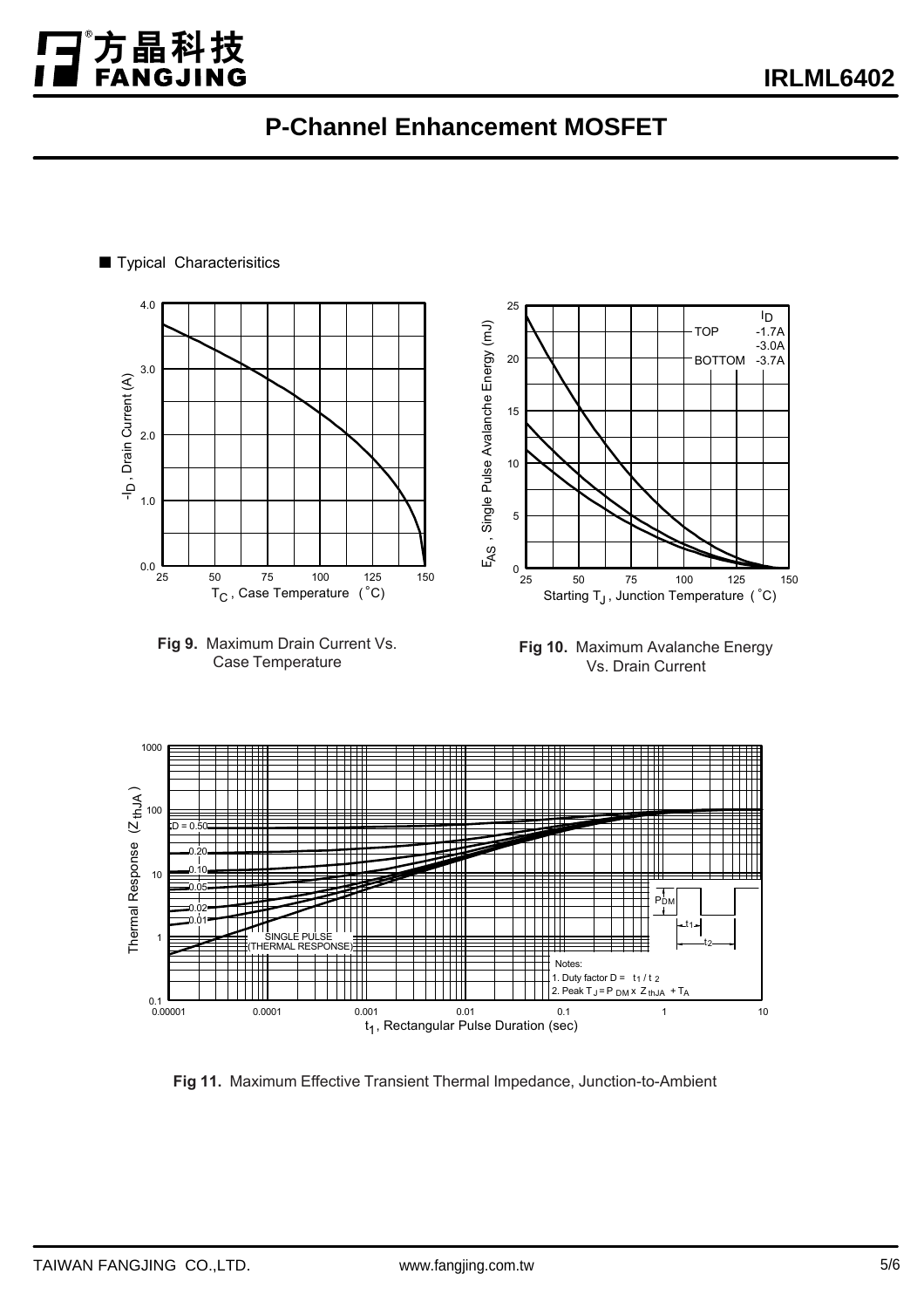# P-Channel Enhancement MOSFET

■ Typical Characterisitics

**Fig 9.** Maximum Drain Current Vs. Case Temperature

**Fig 10.** Maximum Avalanche Energy Vs. Drain Current

**Fig 11.** Maximum Effective Transient Thermal Impedance, Junction-to-Ambient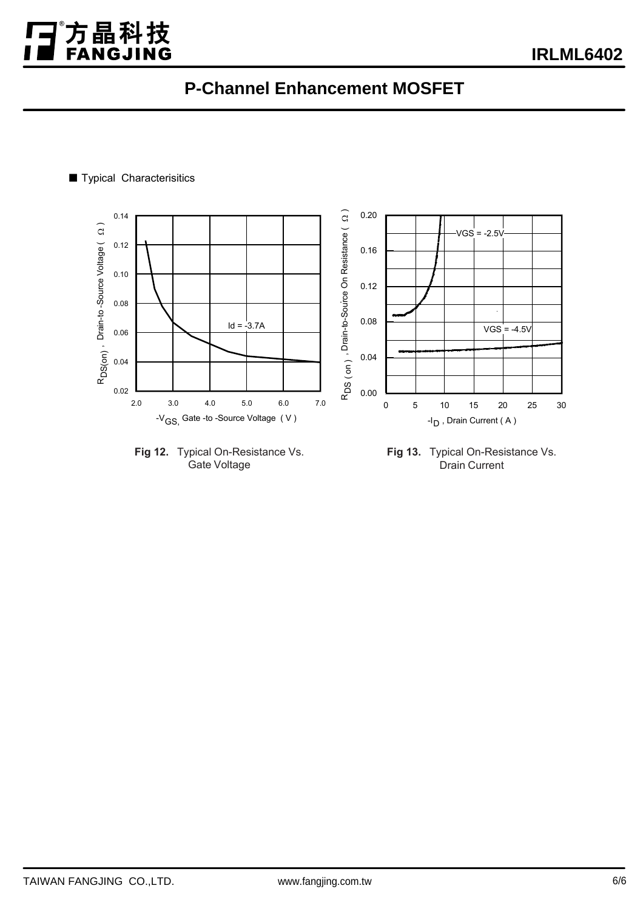# P-Channel Enhancement MOSFET

■ Typical Characterisitics

$R_{DS(on)}$ , Drain-to -Source Voltage ( Ω )

0.14
0.12
0.10
0.08
0.06
0.04
0.02

2.0 3.0 4.0 5.0 6.0 7.0

Id = -3.7A

$-V_{GS,}$ Gate -to -Source Voltage ( V )

**Fig 12.** Typical On-Resistance Vs. Gate Voltage

$R_{DS(on)}$ , Drain-to-Source On Resistance ( Ω )

0.20
0.16
0.12
0.08
0.04
0.00

0 5 10 15 20 25 30

VGS = -2.5V

VGS = -4.5V

$-I_D$ , Drain Current ( A )

**Fig 13.** Typical On-Resistance Vs. Drain Current